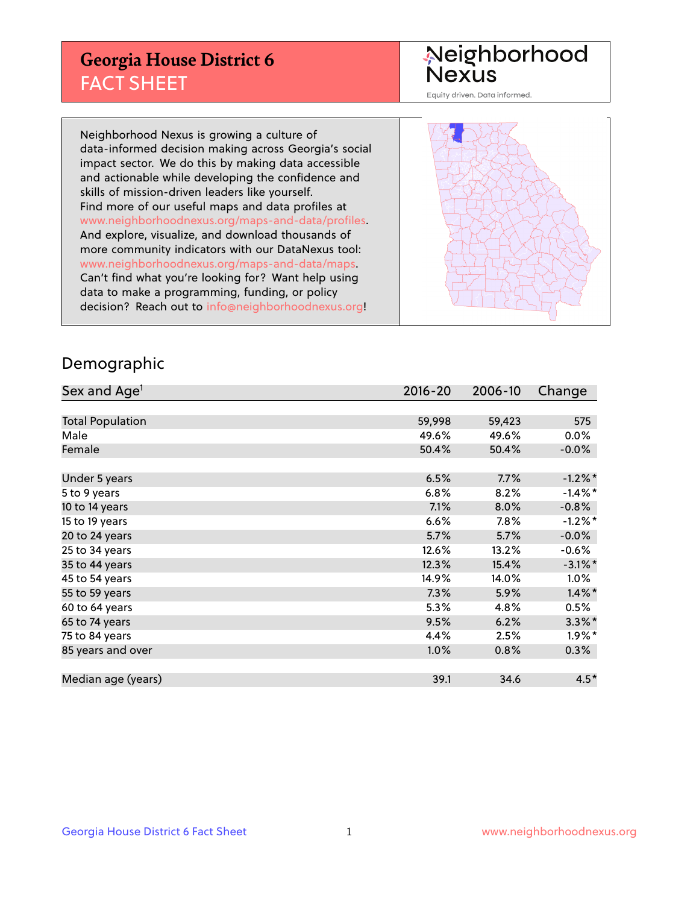# Georgia House District 6
## FACT SHEET

Neighborhood Nexus

Equity driven. Data informed.

Neighborhood Nexus is growing a culture of data-informed decision making across Georgia's social impact sector. We do this by making data accessible and actionable while developing the confidence and skills of mission-driven leaders like yourself. Find more of our useful maps and data profiles at www.neighborhoodnexus.org/maps-and-data/profiles. And explore, visualize, and download thousands of more community indicators with our DataNexus tool: www.neighborhoodnexus.org/maps-and-data/maps. Can't find what you're looking for? Want help using data to make a programming, funding, or policy decision? Reach out to info@neighborhoodnexus.org!

## Demographic

| Sex and Age[1] | 2016-20 | 2006-10 | Change |
|---|---|---|---|
| Total Population | 59,998 | 59,423 | 575 |
| Male | 49.6% | 49.6% | 0.0% |
| Female | 50.4% | 50.4% | -0.0% |
| Under 5 years | 6.5% | 7.7% | -1.2%* |
| 5 to 9 years | 6.8% | 8.2% | -1.4%* |
| 10 to 14 years | 7.1% | 8.0% | -0.8% |
| 15 to 19 years | 6.6% | 7.8% | -1.2%* |
| 20 to 24 years | 5.7% | 5.7% | -0.0% |
| 25 to 34 years | 12.6% | 13.2% | -0.6% |
| 35 to 44 years | 12.3% | 15.4% | -3.1%* |
| 45 to 54 years | 14.9% | 14.0% | 1.0% |
| 55 to 59 years | 7.3% | 5.9% | 1.4%* |
| 60 to 64 years | 5.3% | 4.8% | 0.5% |
| 65 to 74 years | 9.5% | 6.2% | 3.3%* |
| 75 to 84 years | 4.4% | 2.5% | 1.9%* |
| 85 years and over | 1.0% | 0.8% | 0.3% |
| Median age (years) | 39.1 | 34.6 | 4.5* |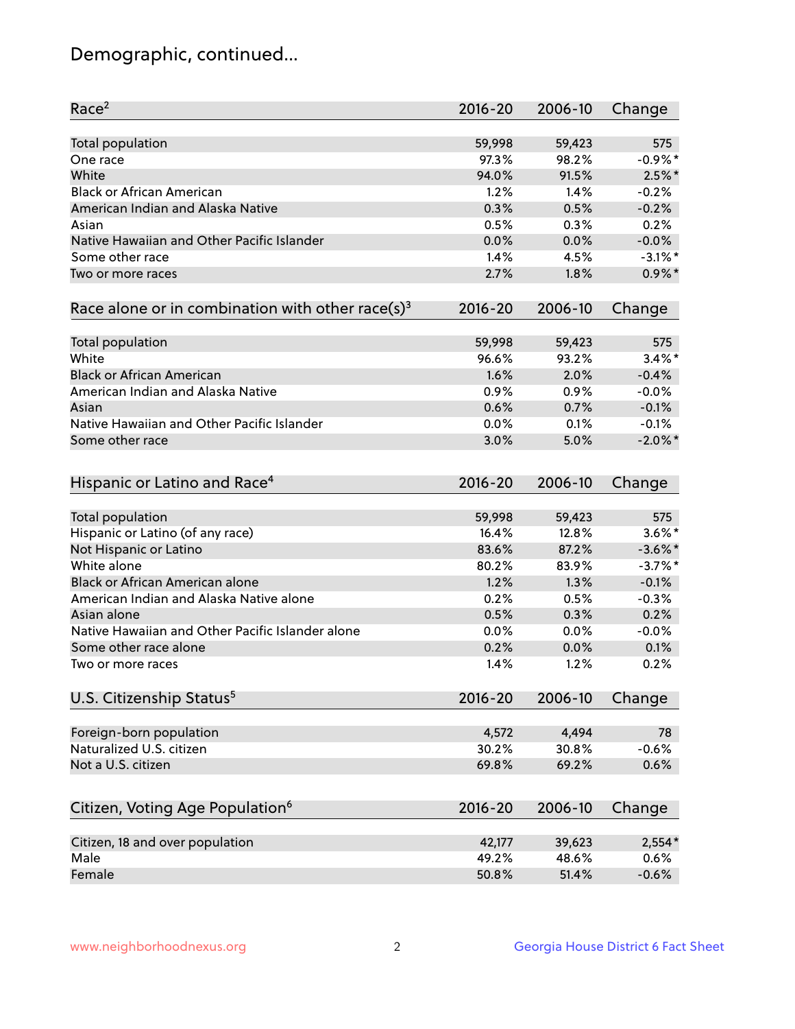# Demographic, continued...

| Race[2] | 2016-20 | 2006-10 | Change |
|---|---|---|---|
| Total population | 59,998 | 59,423 | 575 |
| One race | 97.3% | 98.2% | -0.9%* |
| White | 94.0% | 91.5% | 2.5%* |
| Black or African American | 1.2% | 1.4% | -0.2% |
| American Indian and Alaska Native | 0.3% | 0.5% | -0.2% |
| Asian | 0.5% | 0.3% | 0.2% |
| Native Hawaiian and Other Pacific Islander | 0.0% | 0.0% | -0.0% |
| Some other race | 1.4% | 4.5% | -3.1%* |
| Two or more races | 2.7% | 1.8% | 0.9%* |

| Race alone or in combination with other race(s)[3] | 2016-20 | 2006-10 | Change |
|---|---|---|---|
| Total population | 59,998 | 59,423 | 575 |
| White | 96.6% | 93.2% | 3.4%* |
| Black or African American | 1.6% | 2.0% | -0.4% |
| American Indian and Alaska Native | 0.9% | 0.9% | -0.0% |
| Asian | 0.6% | 0.7% | -0.1% |
| Native Hawaiian and Other Pacific Islander | 0.0% | 0.1% | -0.1% |
| Some other race | 3.0% | 5.0% | -2.0%* |

| Hispanic or Latino and Race[4] | 2016-20 | 2006-10 | Change |
|---|---|---|---|
| Total population | 59,998 | 59,423 | 575 |
| Hispanic or Latino (of any race) | 16.4% | 12.8% | 3.6%* |
| Not Hispanic or Latino | 83.6% | 87.2% | -3.6%* |
| White alone | 80.2% | 83.9% | -3.7%* |
| Black or African American alone | 1.2% | 1.3% | -0.1% |
| American Indian and Alaska Native alone | 0.2% | 0.5% | -0.3% |
| Asian alone | 0.5% | 0.3% | 0.2% |
| Native Hawaiian and Other Pacific Islander alone | 0.0% | 0.0% | -0.0% |
| Some other race alone | 0.2% | 0.0% | 0.1% |
| Two or more races | 1.4% | 1.2% | 0.2% |

| U.S. Citizenship Status[5] | 2016-20 | 2006-10 | Change |
|---|---|---|---|
| Foreign-born population | 4,572 | 4,494 | 78 |
| Naturalized U.S. citizen | 30.2% | 30.8% | -0.6% |
| Not a U.S. citizen | 69.8% | 69.2% | 0.6% |

| Citizen, Voting Age Population[6] | 2016-20 | 2006-10 | Change |
|---|---|---|---|
| Citizen, 18 and over population | 42,177 | 39,623 | 2,554* |
| Male | 49.2% | 48.6% | 0.6% |
| Female | 50.8% | 51.4% | -0.6% |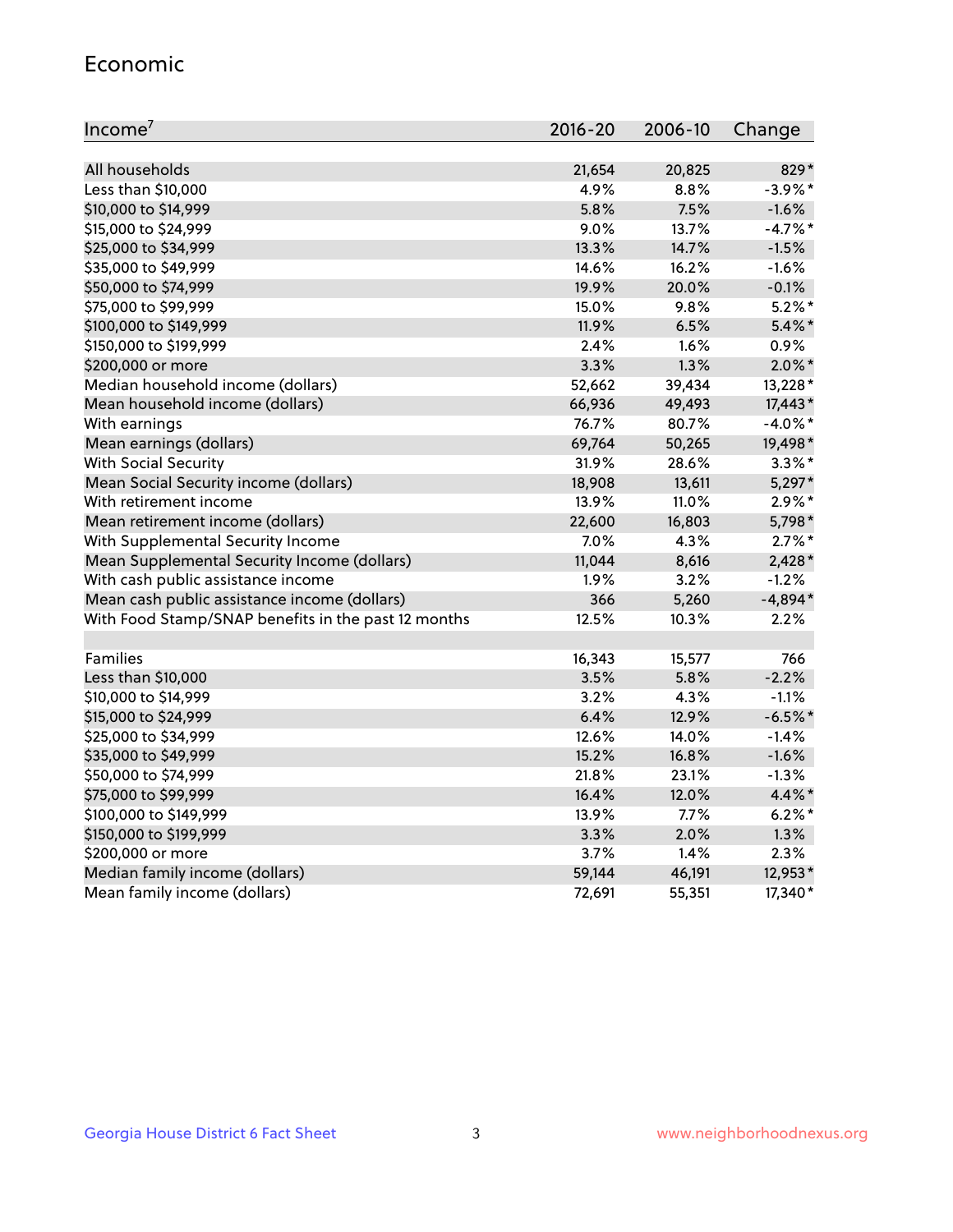## Economic

| Income[7] | 2016-20 | 2006-10 | Change |
|---|---|---|---|
| All households | 21,654 | 20,825 | 829* |
| Less than $10,000 | 4.9% | 8.8% | -3.9%* |
| $10,000 to $14,999 | 5.8% | 7.5% | -1.6% |
| $15,000 to $24,999 | 9.0% | 13.7% | -4.7%* |
| $25,000 to $34,999 | 13.3% | 14.7% | -1.5% |
| $35,000 to $49,999 | 14.6% | 16.2% | -1.6% |
| $50,000 to $74,999 | 19.9% | 20.0% | -0.1% |
| $75,000 to $99,999 | 15.0% | 9.8% | 5.2%* |
| $100,000 to $149,999 | 11.9% | 6.5% | 5.4%* |
| $150,000 to $199,999 | 2.4% | 1.6% | 0.9% |
| $200,000 or more | 3.3% | 1.3% | 2.0%* |
| Median household income (dollars) | 52,662 | 39,434 | 13,228* |
| Mean household income (dollars) | 66,936 | 49,493 | 17,443* |
| With earnings | 76.7% | 80.7% | -4.0%* |
| Mean earnings (dollars) | 69,764 | 50,265 | 19,498* |
| With Social Security | 31.9% | 28.6% | 3.3%* |
| Mean Social Security income (dollars) | 18,908 | 13,611 | 5,297* |
| With retirement income | 13.9% | 11.0% | 2.9%* |
| Mean retirement income (dollars) | 22,600 | 16,803 | 5,798* |
| With Supplemental Security Income | 7.0% | 4.3% | 2.7%* |
| Mean Supplemental Security Income (dollars) | 11,044 | 8,616 | 2,428* |
| With cash public assistance income | 1.9% | 3.2% | -1.2% |
| Mean cash public assistance income (dollars) | 366 | 5,260 | -4,894* |
| With Food Stamp/SNAP benefits in the past 12 months | 12.5% | 10.3% | 2.2% |
| | | | |
| Families | 16,343 | 15,577 | 766 |
| Less than $10,000 | 3.5% | 5.8% | -2.2% |
| $10,000 to $14,999 | 3.2% | 4.3% | -1.1% |
| $15,000 to $24,999 | 6.4% | 12.9% | -6.5%* |
| $25,000 to $34,999 | 12.6% | 14.0% | -1.4% |
| $35,000 to $49,999 | 15.2% | 16.8% | -1.6% |
| $50,000 to $74,999 | 21.8% | 23.1% | -1.3% |
| $75,000 to $99,999 | 16.4% | 12.0% | 4.4%* |
| $100,000 to $149,999 | 13.9% | 7.7% | 6.2%* |
| $150,000 to $199,999 | 3.3% | 2.0% | 1.3% |
| $200,000 or more | 3.7% | 1.4% | 2.3% |
| Median family income (dollars) | 59,144 | 46,191 | 12,953* |
| Mean family income (dollars) | 72,691 | 55,351 | 17,340* |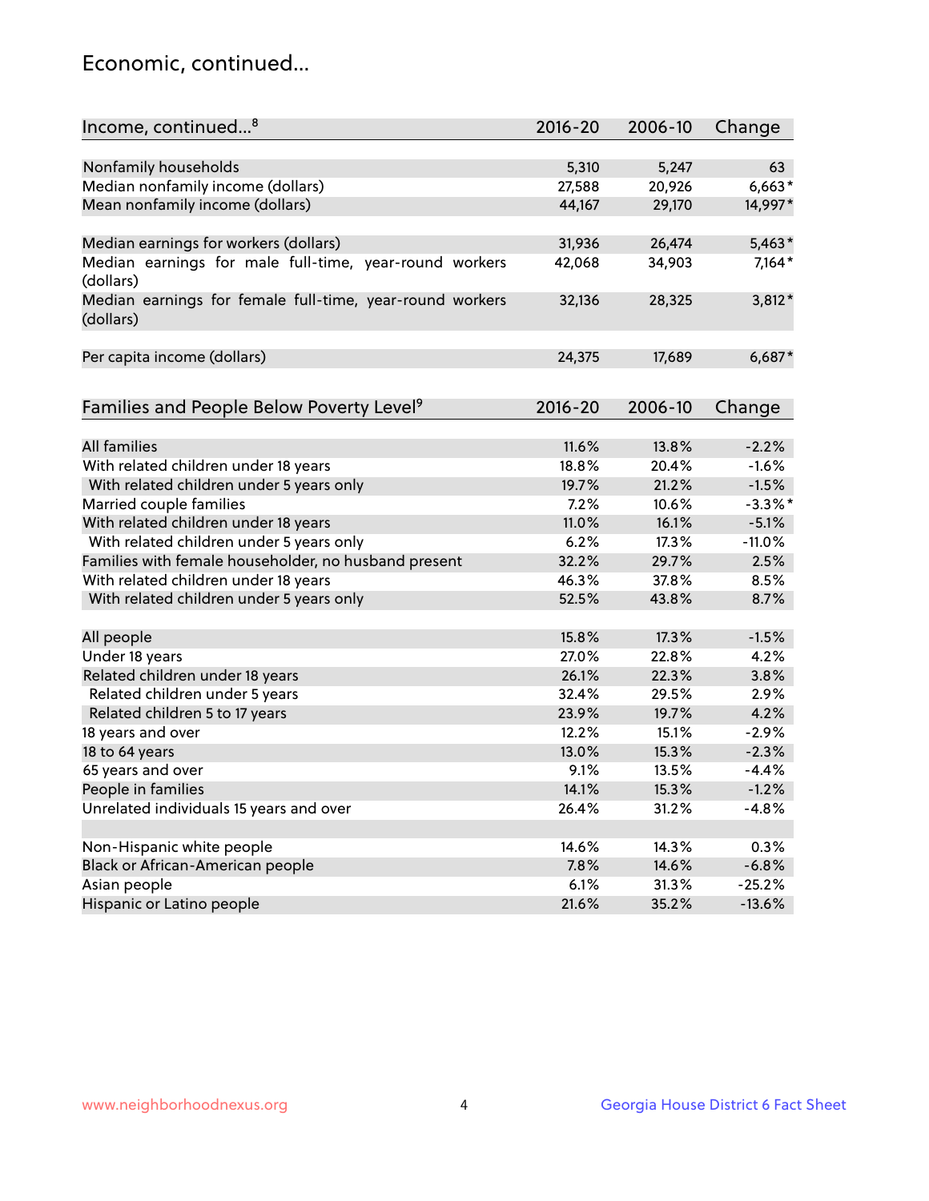## Economic, continued...

| Income, continued...[8] | 2016-20 | 2006-10 | Change |
|---|---|---|---|
| Nonfamily households | 5,310 | 5,247 | 63 |
| Median nonfamily income (dollars) | 27,588 | 20,926 | 6,663* |
| Mean nonfamily income (dollars) | 44,167 | 29,170 | 14,997* |
| Median earnings for workers (dollars) | 31,936 | 26,474 | 5,463* |
| Median earnings for male full-time, year-round workers (dollars) | 42,068 | 34,903 | 7,164* |
| Median earnings for female full-time, year-round workers (dollars) | 32,136 | 28,325 | 3,812* |
| Per capita income (dollars) | 24,375 | 17,689 | 6,687* |

| Families and People Below Poverty Level[9] | 2016-20 | 2006-10 | Change |
|---|---|---|---|
| All families | 11.6% | 13.8% | -2.2% |
| With related children under 18 years | 18.8% | 20.4% | -1.6% |
| With related children under 5 years only | 19.7% | 21.2% | -1.5% |
| Married couple families | 7.2% | 10.6% | -3.3%* |
| With related children under 18 years | 11.0% | 16.1% | -5.1% |
| With related children under 5 years only | 6.2% | 17.3% | -11.0% |
| Families with female householder, no husband present | 32.2% | 29.7% | 2.5% |
| With related children under 18 years | 46.3% | 37.8% | 8.5% |
| With related children under 5 years only | 52.5% | 43.8% | 8.7% |
| All people | 15.8% | 17.3% | -1.5% |
| Under 18 years | 27.0% | 22.8% | 4.2% |
| Related children under 18 years | 26.1% | 22.3% | 3.8% |
| Related children under 5 years | 32.4% | 29.5% | 2.9% |
| Related children 5 to 17 years | 23.9% | 19.7% | 4.2% |
| 18 years and over | 12.2% | 15.1% | -2.9% |
| 18 to 64 years | 13.0% | 15.3% | -2.3% |
| 65 years and over | 9.1% | 13.5% | -4.4% |
| People in families | 14.1% | 15.3% | -1.2% |
| Unrelated individuals 15 years and over | 26.4% | 31.2% | -4.8% |
| Non-Hispanic white people | 14.6% | 14.3% | 0.3% |
| Black or African-American people | 7.8% | 14.6% | -6.8% |
| Asian people | 6.1% | 31.3% | -25.2% |
| Hispanic or Latino people | 21.6% | 35.2% | -13.6% |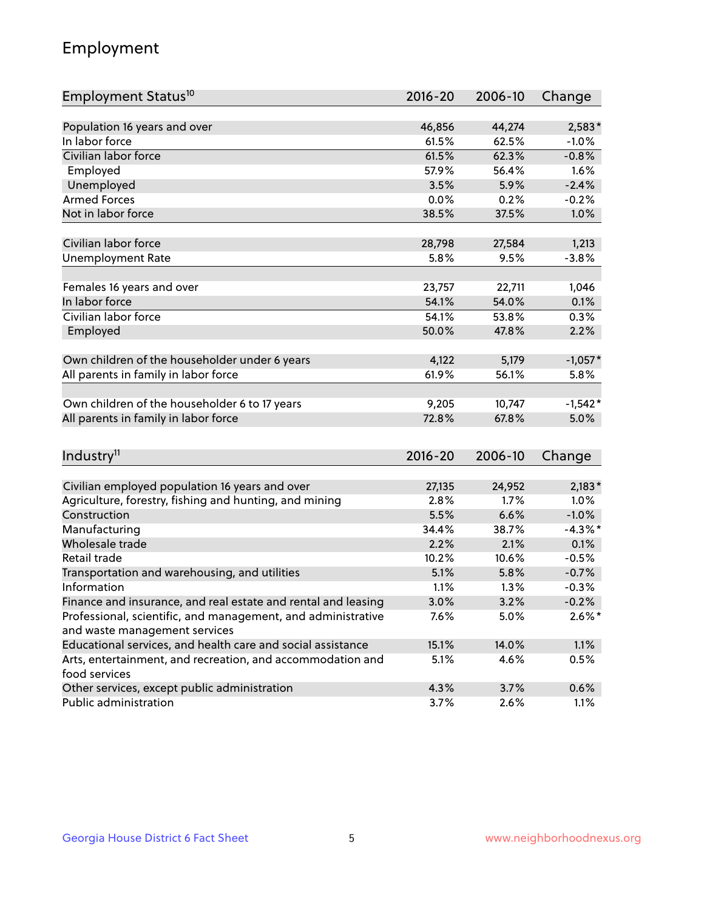# Employment

| Employment Status[10] | 2016-20 | 2006-10 | Change |
|---|---|---|---|
| Population 16 years and over | 46,856 | 44,274 | 2,583* |
| In labor force | 61.5% | 62.5% | -1.0% |
| Civilian labor force | 61.5% | 62.3% | -0.8% |
| Employed | 57.9% | 56.4% | 1.6% |
| Unemployed | 3.5% | 5.9% | -2.4% |
| Armed Forces | 0.0% | 0.2% | -0.2% |
| Not in labor force | 38.5% | 37.5% | 1.0% |
| | | | |
| Civilian labor force | 28,798 | 27,584 | 1,213 |
| Unemployment Rate | 5.8% | 9.5% | -3.8% |
| | | | |
| Females 16 years and over | 23,757 | 22,711 | 1,046 |
| In labor force | 54.1% | 54.0% | 0.1% |
| Civilian labor force | 54.1% | 53.8% | 0.3% |
| Employed | 50.0% | 47.8% | 2.2% |
| | | | |
| Own children of the householder under 6 years | 4,122 | 5,179 | -1,057* |
| All parents in family in labor force | 61.9% | 56.1% | 5.8% |
| | | | |
| Own children of the householder 6 to 17 years | 9,205 | 10,747 | -1,542* |
| All parents in family in labor force | 72.8% | 67.8% | 5.0% |

| Industry[11] | 2016-20 | 2006-10 | Change |
|---|---|---|---|
| Civilian employed population 16 years and over | 27,135 | 24,952 | 2,183* |
| Agriculture, forestry, fishing and hunting, and mining | 2.8% | 1.7% | 1.0% |
| Construction | 5.5% | 6.6% | -1.0% |
| Manufacturing | 34.4% | 38.7% | -4.3%* |
| Wholesale trade | 2.2% | 2.1% | 0.1% |
| Retail trade | 10.2% | 10.6% | -0.5% |
| Transportation and warehousing, and utilities | 5.1% | 5.8% | -0.7% |
| Information | 1.1% | 1.3% | -0.3% |
| Finance and insurance, and real estate and rental and leasing | 3.0% | 3.2% | -0.2% |
| Professional, scientific, and management, and administrative and waste management services | 7.6% | 5.0% | 2.6%* |
| Educational services, and health care and social assistance | 15.1% | 14.0% | 1.1% |
| Arts, entertainment, and recreation, and accommodation and food services | 5.1% | 4.6% | 0.5% |
| Other services, except public administration | 4.3% | 3.7% | 0.6% |
| Public administration | 3.7% | 2.6% | 1.1% |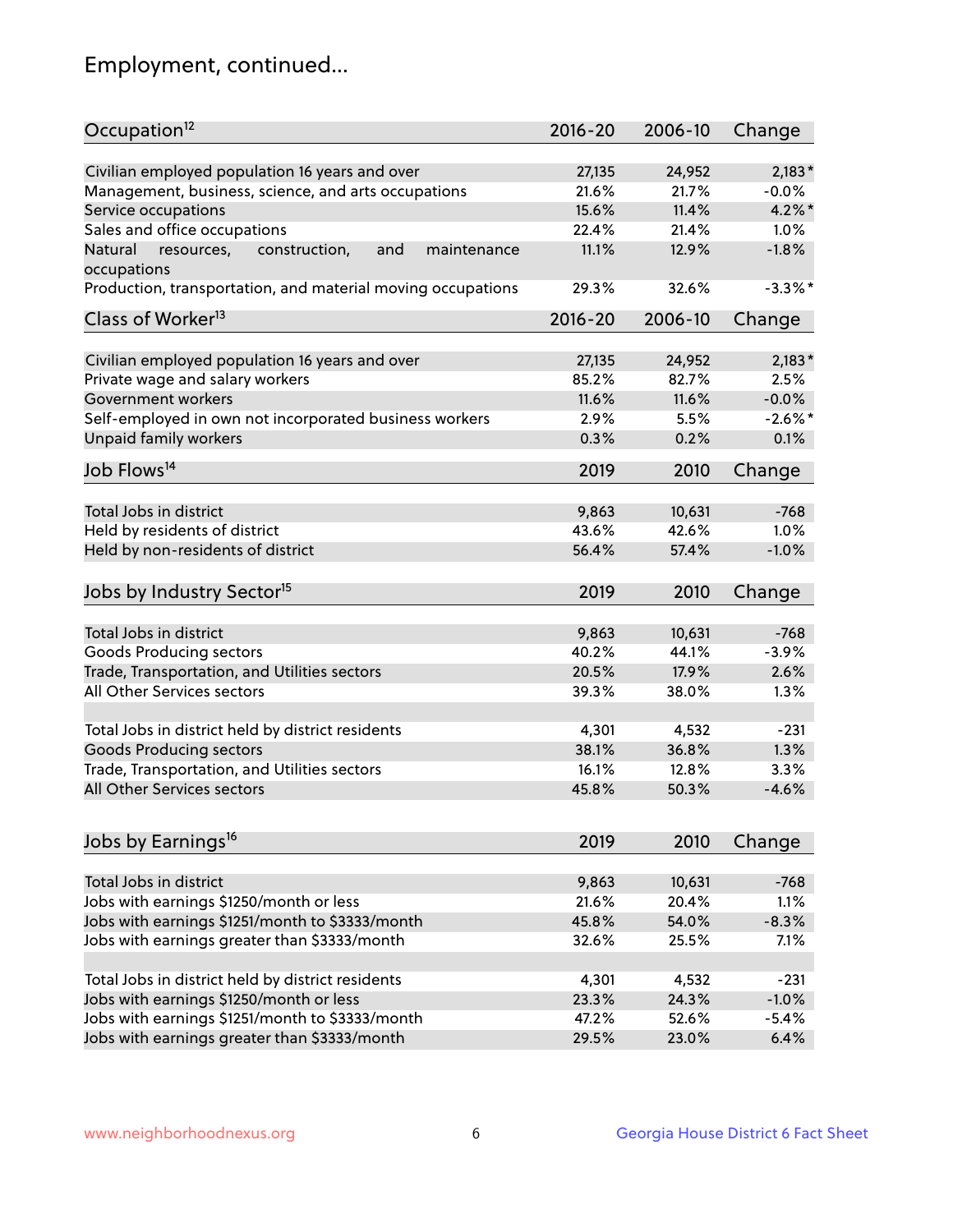# Employment, continued...

| Occupation[12] | 2016-20 | 2006-10 | Change |
|---|---|---|---|
| Civilian employed population 16 years and over | 27,135 | 24,952 | 2,183* |
| Management, business, science, and arts occupations | 21.6% | 21.7% | -0.0% |
| Service occupations | 15.6% | 11.4% | 4.2%* |
| Sales and office occupations | 22.4% | 21.4% | 1.0% |
| Natural resources, construction, and maintenance occupations | 11.1% | 12.9% | -1.8% |
| Production, transportation, and material moving occupations | 29.3% | 32.6% | -3.3%* |

| Class of Worker[13] | 2016-20 | 2006-10 | Change |
|---|---|---|---|
| Civilian employed population 16 years and over | 27,135 | 24,952 | 2,183* |
| Private wage and salary workers | 85.2% | 82.7% | 2.5% |
| Government workers | 11.6% | 11.6% | -0.0% |
| Self-employed in own not incorporated business workers | 2.9% | 5.5% | -2.6%* |
| Unpaid family workers | 0.3% | 0.2% | 0.1% |

| Job Flows[14] | 2019 | 2010 | Change |
|---|---|---|---|
| Total Jobs in district | 9,863 | 10,631 | -768 |
| Held by residents of district | 43.6% | 42.6% | 1.0% |
| Held by non-residents of district | 56.4% | 57.4% | -1.0% |

| Jobs by Industry Sector[15] | 2019 | 2010 | Change |
|---|---|---|---|
| Total Jobs in district | 9,863 | 10,631 | -768 |
| Goods Producing sectors | 40.2% | 44.1% | -3.9% |
| Trade, Transportation, and Utilities sectors | 20.5% | 17.9% | 2.6% |
| All Other Services sectors | 39.3% | 38.0% | 1.3% |
| | | | |
| Total Jobs in district held by district residents | 4,301 | 4,532 | -231 |
| Goods Producing sectors | 38.1% | 36.8% | 1.3% |
| Trade, Transportation, and Utilities sectors | 16.1% | 12.8% | 3.3% |
| All Other Services sectors | 45.8% | 50.3% | -4.6% |

| Jobs by Earnings[16] | 2019 | 2010 | Change |
|---|---|---|---|
| Total Jobs in district | 9,863 | 10,631 | -768 |
| Jobs with earnings $1250/month or less | 21.6% | 20.4% | 1.1% |
| Jobs with earnings $1251/month to $3333/month | 45.8% | 54.0% | -8.3% |
| Jobs with earnings greater than $3333/month | 32.6% | 25.5% | 7.1% |
| | | | |
| Total Jobs in district held by district residents | 4,301 | 4,532 | -231 |
| Jobs with earnings $1250/month or less | 23.3% | 24.3% | -1.0% |
| Jobs with earnings $1251/month to $3333/month | 47.2% | 52.6% | -5.4% |
| Jobs with earnings greater than $3333/month | 29.5% | 23.0% | 6.4% |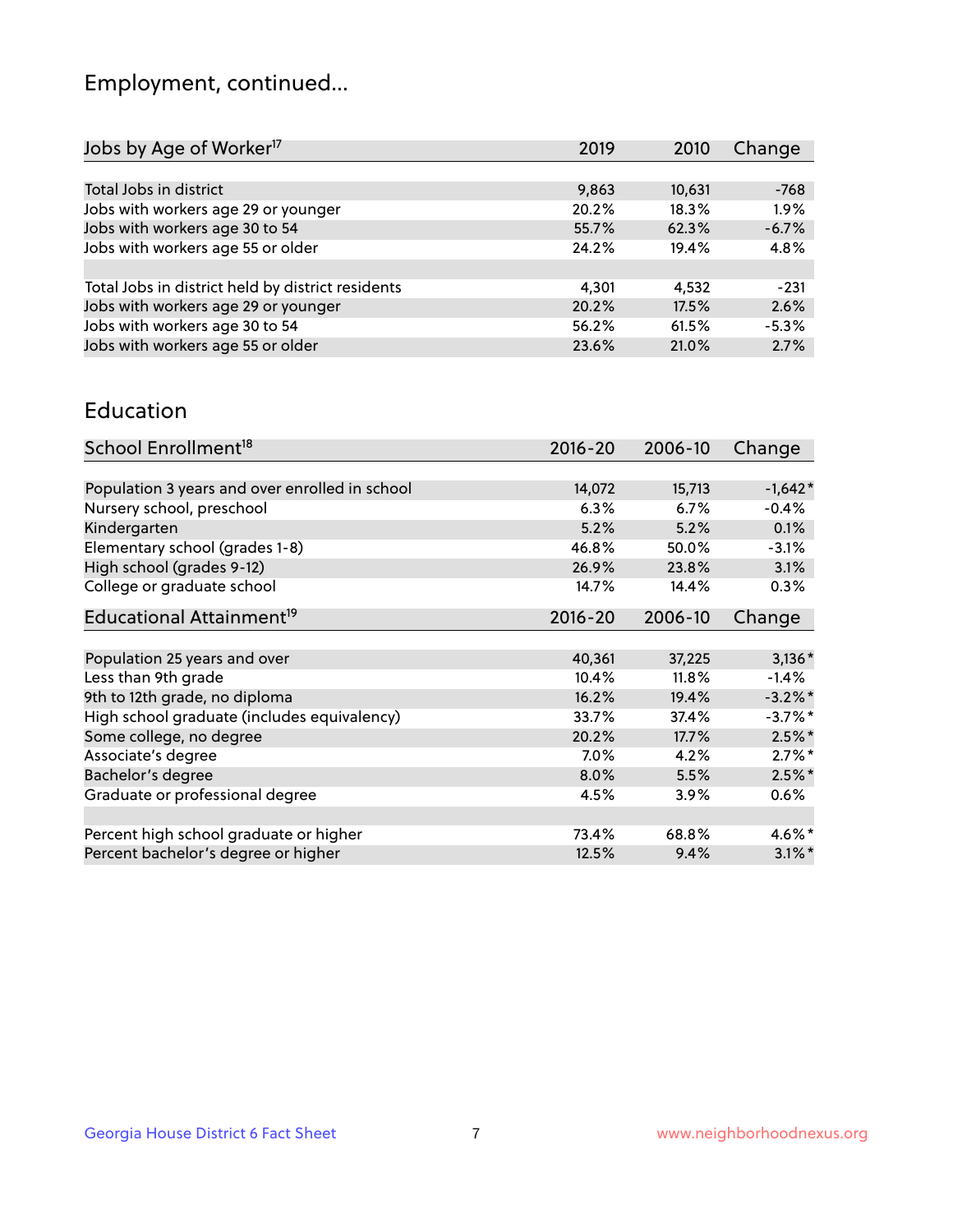## Employment, continued...

| Jobs by Age of Worker[17] | 2019 | 2010 | Change |
|---|---|---|---|
| Total Jobs in district | 9,863 | 10,631 | -768 |
| Jobs with workers age 29 or younger | 20.2% | 18.3% | 1.9% |
| Jobs with workers age 30 to 54 | 55.7% | 62.3% | -6.7% |
| Jobs with workers age 55 or older | 24.2% | 19.4% | 4.8% |
| | | | |
| Total Jobs in district held by district residents | 4,301 | 4,532 | -231 |
| Jobs with workers age 29 or younger | 20.2% | 17.5% | 2.6% |
| Jobs with workers age 30 to 54 | 56.2% | 61.5% | -5.3% |
| Jobs with workers age 55 or older | 23.6% | 21.0% | 2.7% |

## Education

| School Enrollment[18] | 2016-20 | 2006-10 | Change |
|---|---|---|---|
| Population 3 years and over enrolled in school | 14,072 | 15,713 | -1,642* |
| Nursery school, preschool | 6.3% | 6.7% | -0.4% |
| Kindergarten | 5.2% | 5.2% | 0.1% |
| Elementary school (grades 1-8) | 46.8% | 50.0% | -3.1% |
| High school (grades 9-12) | 26.9% | 23.8% | 3.1% |
| College or graduate school | 14.7% | 14.4% | 0.3% |

| Educational Attainment[19] | 2016-20 | 2006-10 | Change |
|---|---|---|---|
| Population 25 years and over | 40,361 | 37,225 | 3,136* |
| Less than 9th grade | 10.4% | 11.8% | -1.4% |
| 9th to 12th grade, no diploma | 16.2% | 19.4% | -3.2%* |
| High school graduate (includes equivalency) | 33.7% | 37.4% | -3.7%* |
| Some college, no degree | 20.2% | 17.7% | 2.5%* |
| Associate's degree | 7.0% | 4.2% | 2.7%* |
| Bachelor's degree | 8.0% | 5.5% | 2.5%* |
| Graduate or professional degree | 4.5% | 3.9% | 0.6% |
| | | | |
| Percent high school graduate or higher | 73.4% | 68.8% | 4.6%* |
| Percent bachelor's degree or higher | 12.5% | 9.4% | 3.1%* |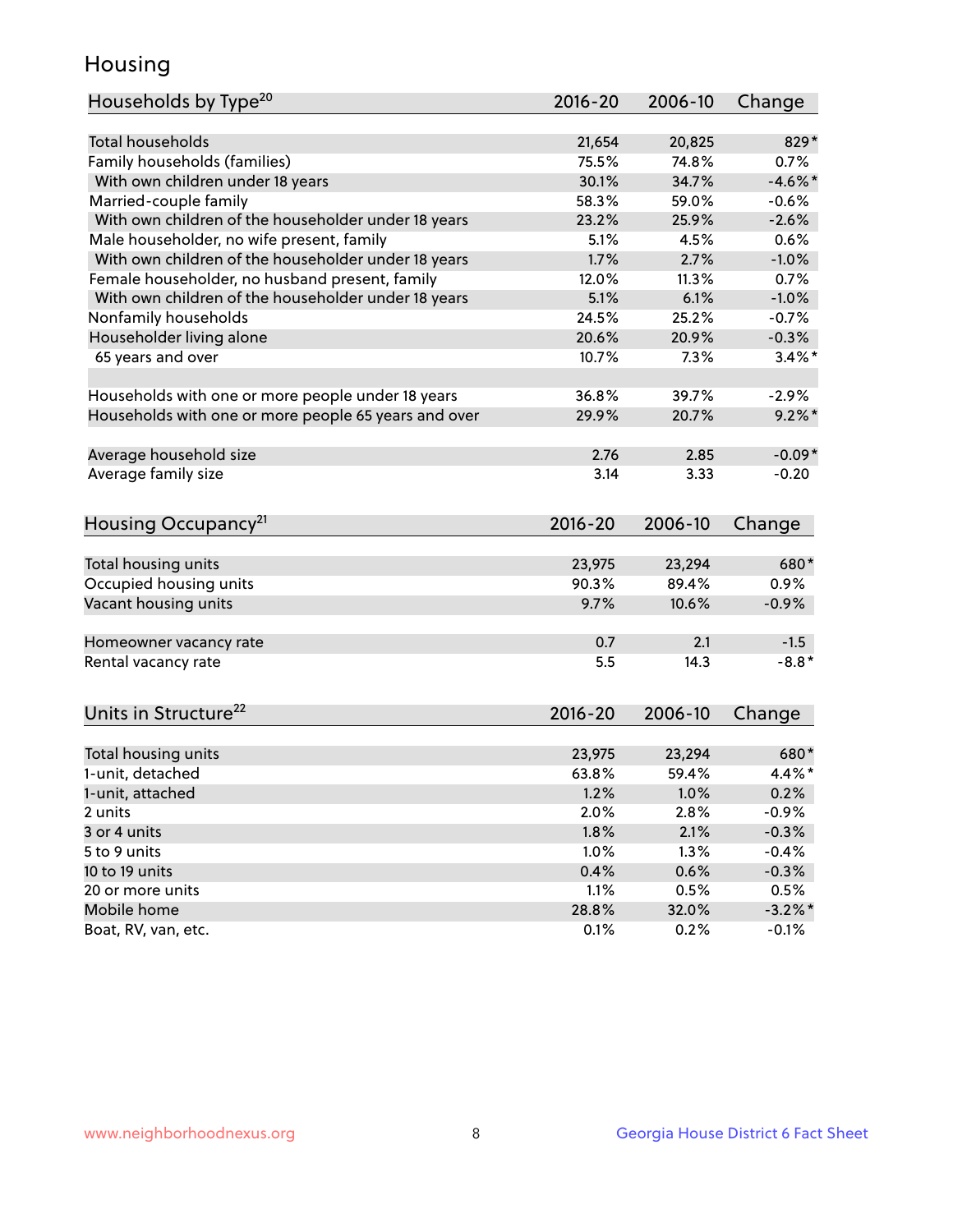# Housing

| Households by Type[20] | 2016-20 | 2006-10 | Change |
|---|---|---|---|
| Total households | 21,654 | 20,825 | 829* |
| Family households (families) | 75.5% | 74.8% | 0.7% |
| With own children under 18 years | 30.1% | 34.7% | -4.6%* |
| Married-couple family | 58.3% | 59.0% | -0.6% |
| With own children of the householder under 18 years | 23.2% | 25.9% | -2.6% |
| Male householder, no wife present, family | 5.1% | 4.5% | 0.6% |
| With own children of the householder under 18 years | 1.7% | 2.7% | -1.0% |
| Female householder, no husband present, family | 12.0% | 11.3% | 0.7% |
| With own children of the householder under 18 years | 5.1% | 6.1% | -1.0% |
| Nonfamily households | 24.5% | 25.2% | -0.7% |
| Householder living alone | 20.6% | 20.9% | -0.3% |
| 65 years and over | 10.7% | 7.3% | 3.4%* |
| | | | |
| Households with one or more people under 18 years | 36.8% | 39.7% | -2.9% |
| Households with one or more people 65 years and over | 29.9% | 20.7% | 9.2%* |
| | | | |
| Average household size | 2.76 | 2.85 | -0.09* |
| Average family size | 3.14 | 3.33 | -0.20 |

| Housing Occupancy[21] | 2016-20 | 2006-10 | Change |
|---|---|---|---|
| Total housing units | 23,975 | 23,294 | 680* |
| Occupied housing units | 90.3% | 89.4% | 0.9% |
| Vacant housing units | 9.7% | 10.6% | -0.9% |
| | | | |
| Homeowner vacancy rate | 0.7 | 2.1 | -1.5 |
| Rental vacancy rate | 5.5 | 14.3 | -8.8* |

| Units in Structure[22] | 2016-20 | 2006-10 | Change |
|---|---|---|---|
| Total housing units | 23,975 | 23,294 | 680* |
| 1-unit, detached | 63.8% | 59.4% | 4.4%* |
| 1-unit, attached | 1.2% | 1.0% | 0.2% |
| 2 units | 2.0% | 2.8% | -0.9% |
| 3 or 4 units | 1.8% | 2.1% | -0.3% |
| 5 to 9 units | 1.0% | 1.3% | -0.4% |
| 10 to 19 units | 0.4% | 0.6% | -0.3% |
| 20 or more units | 1.1% | 0.5% | 0.5% |
| Mobile home | 28.8% | 32.0% | -3.2%* |
| Boat, RV, van, etc. | 0.1% | 0.2% | -0.1% |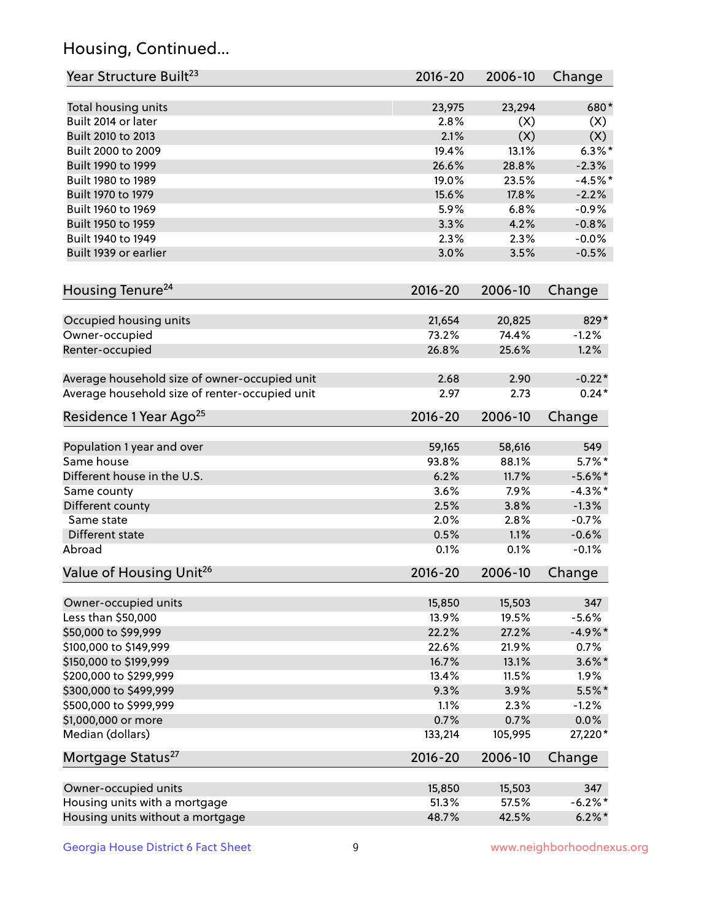## Housing, Continued...

| Year Structure Built[23] | 2016-20 | 2006-10 | Change |
|---|---|---|---|
| Total housing units | 23,975 | 23,294 | 680* |
| Built 2014 or later | 2.8% | (X) | (X) |
| Built 2010 to 2013 | 2.1% | (X) | (X) |
| Built 2000 to 2009 | 19.4% | 13.1% | 6.3%* |
| Built 1990 to 1999 | 26.6% | 28.8% | -2.3% |
| Built 1980 to 1989 | 19.0% | 23.5% | -4.5%* |
| Built 1970 to 1979 | 15.6% | 17.8% | -2.2% |
| Built 1960 to 1969 | 5.9% | 6.8% | -0.9% |
| Built 1950 to 1959 | 3.3% | 4.2% | -0.8% |
| Built 1940 to 1949 | 2.3% | 2.3% | -0.0% |
| Built 1939 or earlier | 3.0% | 3.5% | -0.5% |

| Housing Tenure[24] | 2016-20 | 2006-10 | Change |
|---|---|---|---|
| Occupied housing units | 21,654 | 20,825 | 829* |
| Owner-occupied | 73.2% | 74.4% | -1.2% |
| Renter-occupied | 26.8% | 25.6% | 1.2% |
| Average household size of owner-occupied unit | 2.68 | 2.90 | -0.22* |
| Average household size of renter-occupied unit | 2.97 | 2.73 | 0.24* |

| Residence 1 Year Ago[25] | 2016-20 | 2006-10 | Change |
|---|---|---|---|
| Population 1 year and over | 59,165 | 58,616 | 549 |
| Same house | 93.8% | 88.1% | 5.7%* |
| Different house in the U.S. | 6.2% | 11.7% | -5.6%* |
| Same county | 3.6% | 7.9% | -4.3%* |
| Different county | 2.5% | 3.8% | -1.3% |
| Same state | 2.0% | 2.8% | -0.7% |
| Different state | 0.5% | 1.1% | -0.6% |
| Abroad | 0.1% | 0.1% | -0.1% |

| Value of Housing Unit[26] | 2016-20 | 2006-10 | Change |
|---|---|---|---|
| Owner-occupied units | 15,850 | 15,503 | 347 |
| Less than $50,000 | 13.9% | 19.5% | -5.6% |
| $50,000 to $99,999 | 22.2% | 27.2% | -4.9%* |
| $100,000 to $149,999 | 22.6% | 21.9% | 0.7% |
| $150,000 to $199,999 | 16.7% | 13.1% | 3.6%* |
| $200,000 to $299,999 | 13.4% | 11.5% | 1.9% |
| $300,000 to $499,999 | 9.3% | 3.9% | 5.5%* |
| $500,000 to $999,999 | 1.1% | 2.3% | -1.2% |
| $1,000,000 or more | 0.7% | 0.7% | 0.0% |
| Median (dollars) | 133,214 | 105,995 | 27,220* |

| Mortgage Status[27] | 2016-20 | 2006-10 | Change |
|---|---|---|---|
| Owner-occupied units | 15,850 | 15,503 | 347 |
| Housing units with a mortgage | 51.3% | 57.5% | -6.2%* |
| Housing units without a mortgage | 48.7% | 42.5% | 6.2%* |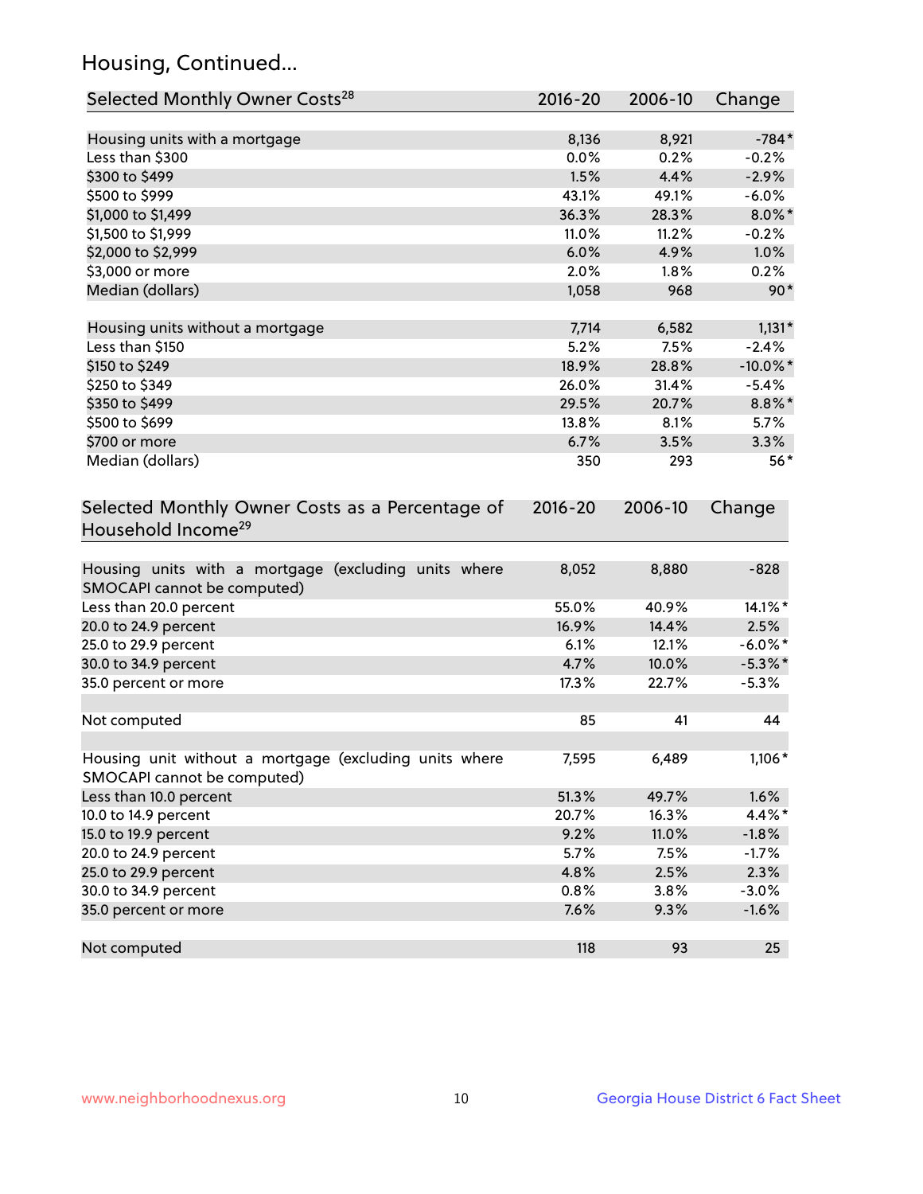## Housing, Continued...

| Selected Monthly Owner Costs[28] | 2016-20 | 2006-10 | Change |
|---|---|---|---|
| Housing units with a mortgage | 8,136 | 8,921 | -784* |
| Less than $300 | 0.0% | 0.2% | -0.2% |
| $300 to $499 | 1.5% | 4.4% | -2.9% |
| $500 to $999 | 43.1% | 49.1% | -6.0% |
| $1,000 to $1,499 | 36.3% | 28.3% | 8.0%* |
| $1,500 to $1,999 | 11.0% | 11.2% | -0.2% |
| $2,000 to $2,999 | 6.0% | 4.9% | 1.0% |
| $3,000 or more | 2.0% | 1.8% | 0.2% |
| Median (dollars) | 1,058 | 968 | 90* |
| | | | |
| Housing units without a mortgage | 7,714 | 6,582 | 1,131* |
| Less than $150 | 5.2% | 7.5% | -2.4% |
| $150 to $249 | 18.9% | 28.8% | -10.0%* |
| $250 to $349 | 26.0% | 31.4% | -5.4% |
| $350 to $499 | 29.5% | 20.7% | 8.8%* |
| $500 to $699 | 13.8% | 8.1% | 5.7% |
| $700 or more | 6.7% | 3.5% | 3.3% |
| Median (dollars) | 350 | 293 | 56* |

| Selected Monthly Owner Costs as a Percentage of Household Income[29] | 2016-20 | 2006-10 | Change |
|---|---|---|---|
| Housing units with a mortgage (excluding units where SMOCAPI cannot be computed) | 8,052 | 8,880 | -828 |
| Less than 20.0 percent | 55.0% | 40.9% | 14.1%* |
| 20.0 to 24.9 percent | 16.9% | 14.4% | 2.5% |
| 25.0 to 29.9 percent | 6.1% | 12.1% | -6.0%* |
| 30.0 to 34.9 percent | 4.7% | 10.0% | -5.3%* |
| 35.0 percent or more | 17.3% | 22.7% | -5.3% |
| | | | |
| Not computed | 85 | 41 | 44 |
| | | | |
| Housing unit without a mortgage (excluding units where SMOCAPI cannot be computed) | 7,595 | 6,489 | 1,106* |
| Less than 10.0 percent | 51.3% | 49.7% | 1.6% |
| 10.0 to 14.9 percent | 20.7% | 16.3% | 4.4%* |
| 15.0 to 19.9 percent | 9.2% | 11.0% | -1.8% |
| 20.0 to 24.9 percent | 5.7% | 7.5% | -1.7% |
| 25.0 to 29.9 percent | 4.8% | 2.5% | 2.3% |
| 30.0 to 34.9 percent | 0.8% | 3.8% | -3.0% |
| 35.0 percent or more | 7.6% | 9.3% | -1.6% |
| | | | |
| Not computed | 118 | 93 | 25 |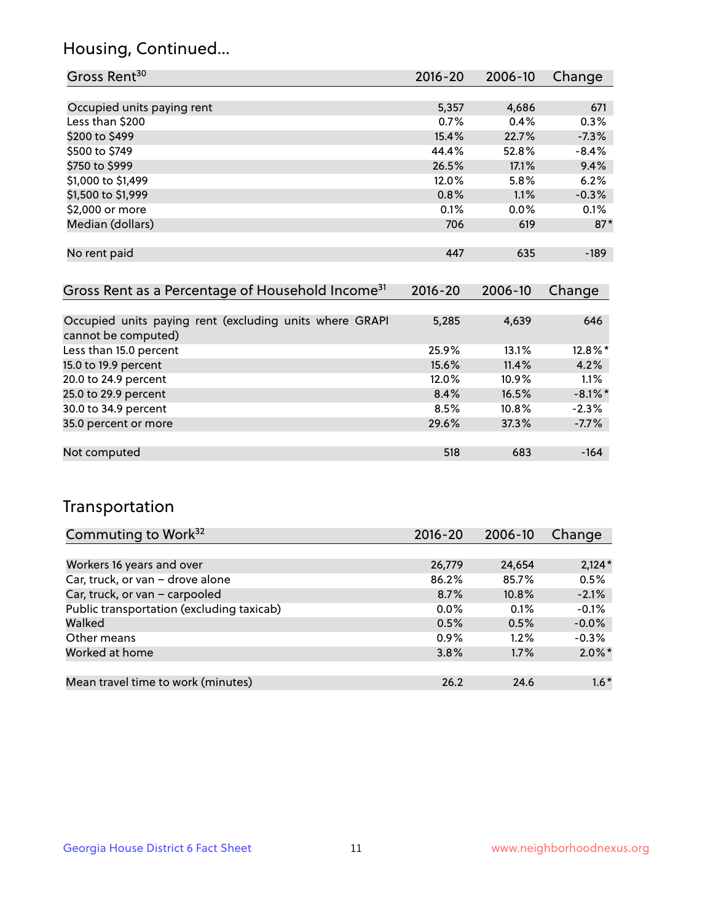## Housing, Continued...

| Gross Rent[30] | 2016-20 | 2006-10 | Change |
|---|---|---|---|
| Occupied units paying rent | 5,357 | 4,686 | 671 |
| Less than $200 | 0.7% | 0.4% | 0.3% |
| $200 to $499 | 15.4% | 22.7% | -7.3% |
| $500 to $749 | 44.4% | 52.8% | -8.4% |
| $750 to $999 | 26.5% | 17.1% | 9.4% |
| $1,000 to $1,499 | 12.0% | 5.8% | 6.2% |
| $1,500 to $1,999 | 0.8% | 1.1% | -0.3% |
| $2,000 or more | 0.1% | 0.0% | 0.1% |
| Median (dollars) | 706 | 619 | 87* |
| No rent paid | 447 | 635 | -189 |

| Gross Rent as a Percentage of Household Income[31] | 2016-20 | 2006-10 | Change |
|---|---|---|---|
| Occupied units paying rent (excluding units where GRAPI cannot be computed) | 5,285 | 4,639 | 646 |
| Less than 15.0 percent | 25.9% | 13.1% | 12.8%* |
| 15.0 to 19.9 percent | 15.6% | 11.4% | 4.2% |
| 20.0 to 24.9 percent | 12.0% | 10.9% | 1.1% |
| 25.0 to 29.9 percent | 8.4% | 16.5% | -8.1%* |
| 30.0 to 34.9 percent | 8.5% | 10.8% | -2.3% |
| 35.0 percent or more | 29.6% | 37.3% | -7.7% |
| Not computed | 518 | 683 | -164 |

## Transportation

| Commuting to Work[32] | 2016-20 | 2006-10 | Change |
|---|---|---|---|
| Workers 16 years and over | 26,779 | 24,654 | 2,124* |
| Car, truck, or van – drove alone | 86.2% | 85.7% | 0.5% |
| Car, truck, or van – carpooled | 8.7% | 10.8% | -2.1% |
| Public transportation (excluding taxicab) | 0.0% | 0.1% | -0.1% |
| Walked | 0.5% | 0.5% | -0.0% |
| Other means | 0.9% | 1.2% | -0.3% |
| Worked at home | 3.8% | 1.7% | 2.0%* |
| Mean travel time to work (minutes) | 26.2 | 24.6 | 1.6* |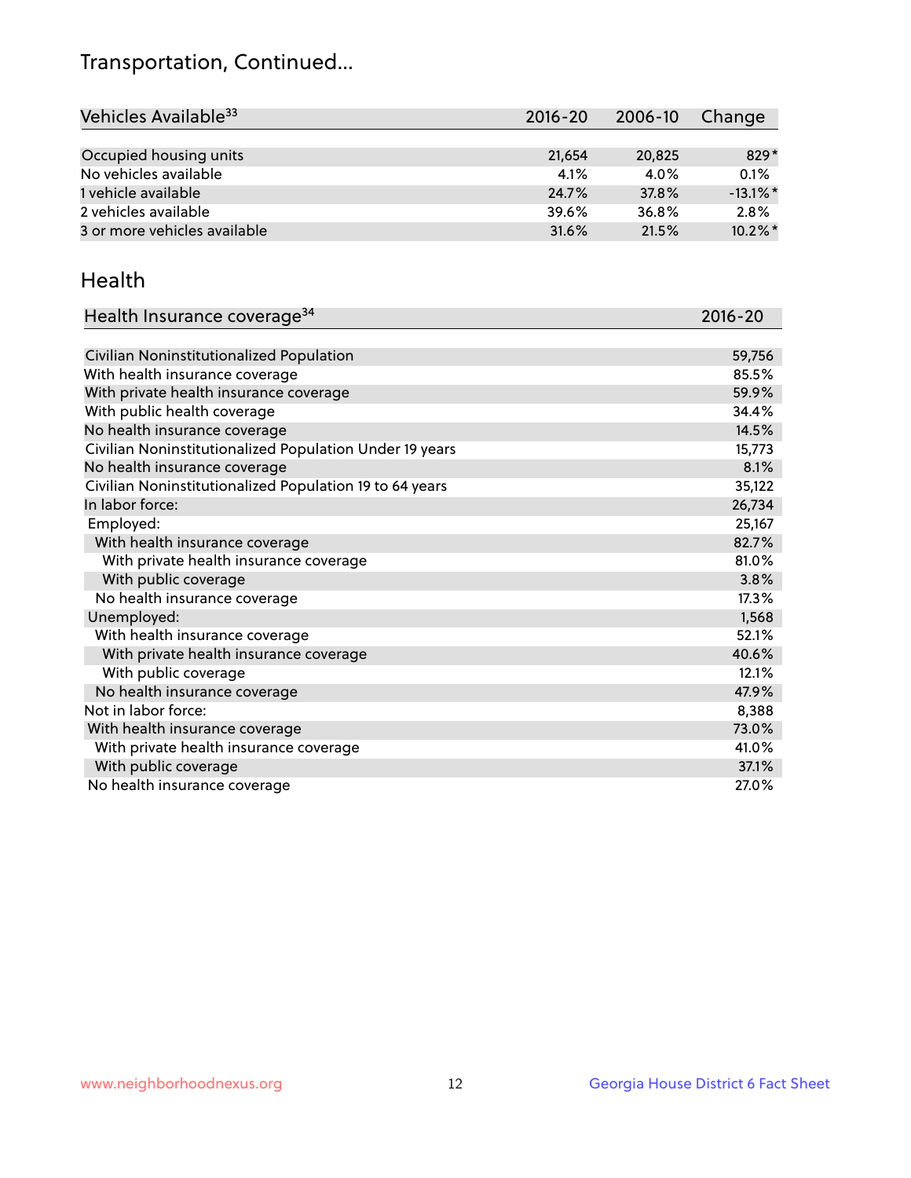# Transportation, Continued...

| Vehicles Available[33] | 2016-20 | 2006-10 | Change |
|---|---|---|---|
| Occupied housing units | 21,654 | 20,825 | 829* |
| No vehicles available | 4.1% | 4.0% | 0.1% |
| 1 vehicle available | 24.7% | 37.8% | -13.1%* |
| 2 vehicles available | 39.6% | 36.8% | 2.8% |
| 3 or more vehicles available | 31.6% | 21.5% | 10.2%* |

## Health

| Health Insurance coverage[34] | 2016-20 |
|---|---|
| Civilian Noninstitutionalized Population | 59,756 |
| With health insurance coverage | 85.5% |
| With private health insurance coverage | 59.9% |
| With public health coverage | 34.4% |
| No health insurance coverage | 14.5% |
| Civilian Noninstitutionalized Population Under 19 years | 15,773 |
| No health insurance coverage | 8.1% |
| Civilian Noninstitutionalized Population 19 to 64 years | 35,122 |
| In labor force: | 26,734 |
| Employed: | 25,167 |
| With health insurance coverage | 82.7% |
| With private health insurance coverage | 81.0% |
| With public coverage | 3.8% |
| No health insurance coverage | 17.3% |
| Unemployed: | 1,568 |
| With health insurance coverage | 52.1% |
| With private health insurance coverage | 40.6% |
| With public coverage | 12.1% |
| No health insurance coverage | 47.9% |
| Not in labor force: | 8,388 |
| With health insurance coverage | 73.0% |
| With private health insurance coverage | 41.0% |
| With public coverage | 37.1% |
| No health insurance coverage | 27.0% |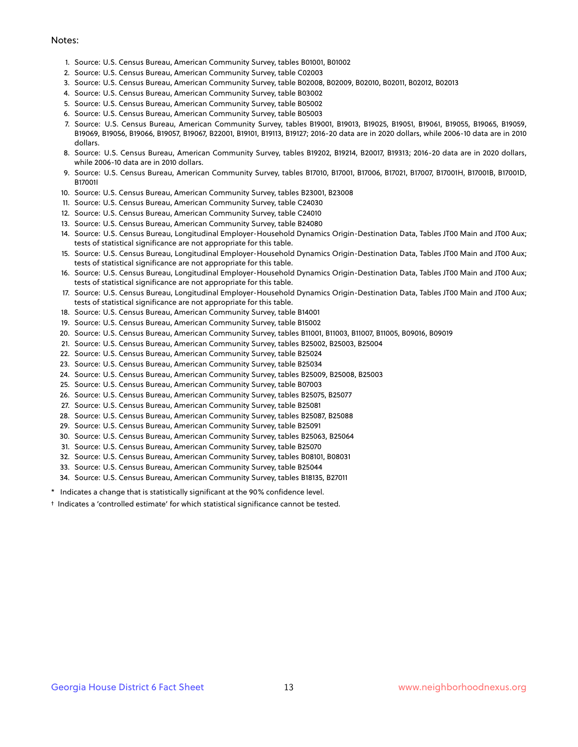Notes:

1. Source: U.S. Census Bureau, American Community Survey, tables B01001, B01002
2. Source: U.S. Census Bureau, American Community Survey, table C02003
3. Source: U.S. Census Bureau, American Community Survey, table B02008, B02009, B02010, B02011, B02012, B02013
4. Source: U.S. Census Bureau, American Community Survey, table B03002
5. Source: U.S. Census Bureau, American Community Survey, table B05002
6. Source: U.S. Census Bureau, American Community Survey, table B05003
7. Source: U.S. Census Bureau, American Community Survey, tables B19001, B19013, B19025, B19051, B19061, B19055, B19065, B19059, B19069, B19056, B19066, B19057, B19067, B22001, B19101, B19113, B19127; 2016-20 data are in 2020 dollars, while 2006-10 data are in 2010 dollars.
8. Source: U.S. Census Bureau, American Community Survey, tables B19202, B19214, B20017, B19313; 2016-20 data are in 2020 dollars, while 2006-10 data are in 2010 dollars.
9. Source: U.S. Census Bureau, American Community Survey, tables B17010, B17001, B17006, B17021, B17007, B17001H, B17001B, B17001D, B17001I
10. Source: U.S. Census Bureau, American Community Survey, tables B23001, B23008
11. Source: U.S. Census Bureau, American Community Survey, table C24030
12. Source: U.S. Census Bureau, American Community Survey, table C24010
13. Source: U.S. Census Bureau, American Community Survey, table B24080
14. Source: U.S. Census Bureau, Longitudinal Employer-Household Dynamics Origin-Destination Data, Tables JT00 Main and JT00 Aux; tests of statistical significance are not appropriate for this table.
15. Source: U.S. Census Bureau, Longitudinal Employer-Household Dynamics Origin-Destination Data, Tables JT00 Main and JT00 Aux; tests of statistical significance are not appropriate for this table.
16. Source: U.S. Census Bureau, Longitudinal Employer-Household Dynamics Origin-Destination Data, Tables JT00 Main and JT00 Aux; tests of statistical significance are not appropriate for this table.
17. Source: U.S. Census Bureau, Longitudinal Employer-Household Dynamics Origin-Destination Data, Tables JT00 Main and JT00 Aux; tests of statistical significance are not appropriate for this table.
18. Source: U.S. Census Bureau, American Community Survey, table B14001
19. Source: U.S. Census Bureau, American Community Survey, table B15002
20. Source: U.S. Census Bureau, American Community Survey, tables B11001, B11003, B11007, B11005, B09016, B09019
21. Source: U.S. Census Bureau, American Community Survey, tables B25002, B25003, B25004
22. Source: U.S. Census Bureau, American Community Survey, table B25024
23. Source: U.S. Census Bureau, American Community Survey, table B25034
24. Source: U.S. Census Bureau, American Community Survey, tables B25009, B25008, B25003
25. Source: U.S. Census Bureau, American Community Survey, table B07003
26. Source: U.S. Census Bureau, American Community Survey, tables B25075, B25077
27. Source: U.S. Census Bureau, American Community Survey, table B25081
28. Source: U.S. Census Bureau, American Community Survey, tables B25087, B25088
29. Source: U.S. Census Bureau, American Community Survey, table B25091
30. Source: U.S. Census Bureau, American Community Survey, tables B25063, B25064
31. Source: U.S. Census Bureau, American Community Survey, table B25070
32. Source: U.S. Census Bureau, American Community Survey, tables B08101, B08031
33. Source: U.S. Census Bureau, American Community Survey, table B25044
34. Source: U.S. Census Bureau, American Community Survey, tables B18135, B27011

\* Indicates a change that is statistically significant at the 90% confidence level.

† Indicates a 'controlled estimate' for which statistical significance cannot be tested.